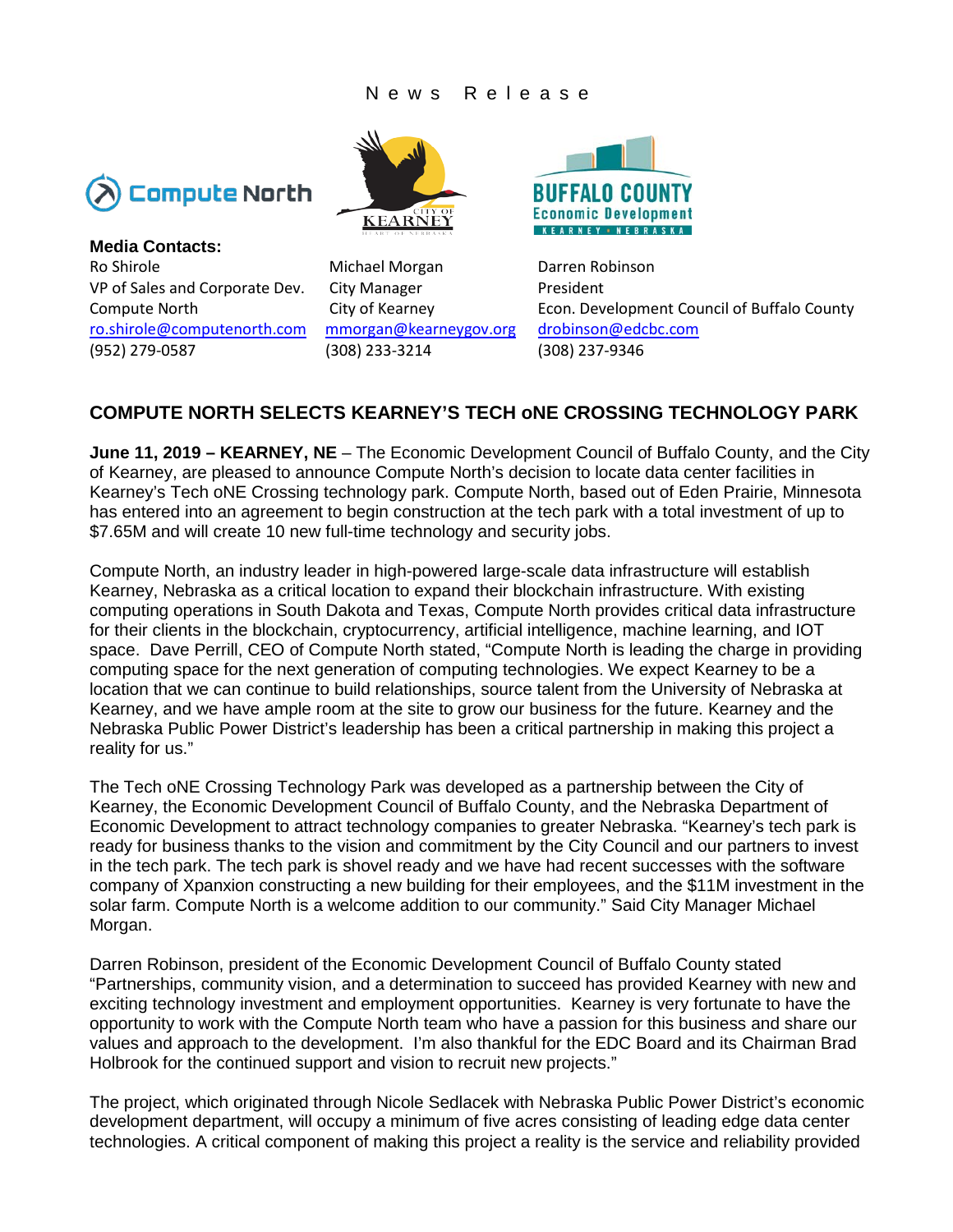News Release

Compute North

CITY OF KEARNEY HEART OF NEBRASKA

BUFFALO COUNTY Economic Development KEARNEY • NEBRASKA

**Media Contacts:**

| Compute North | City of Kearney | Econ. Development Council of Buffalo County |
|---|---|---|
| Ro Shirole | Michael Morgan | Darren Robinson |
| VP of Sales and Corporate Dev. | City Manager | President |
| Compute North | City of Kearney | Econ. Development Council of Buffalo County |
| ro.shirole@computenorth.com | mmorgan@kearneygov.org | drobinson@edcbc.com |
| (952) 279-0587 | (308) 233-3214 | (308) 237-9346 |

## COMPUTE NORTH SELECTS KEARNEY'S TECH oNE CROSSING TECHNOLOGY PARK

**June 11, 2019 – KEARNEY, NE** – The Economic Development Council of Buffalo County, and the City of Kearney, are pleased to announce Compute North's decision to locate data center facilities in Kearney's Tech oNE Crossing technology park. Compute North, based out of Eden Prairie, Minnesota has entered into an agreement to begin construction at the tech park with a total investment of up to $7.65M and will create 10 new full-time technology and security jobs.

Compute North, an industry leader in high-powered large-scale data infrastructure will establish Kearney, Nebraska as a critical location to expand their blockchain infrastructure. With existing computing operations in South Dakota and Texas, Compute North provides critical data infrastructure for their clients in the blockchain, cryptocurrency, artificial intelligence, machine learning, and IOT space. Dave Perrill, CEO of Compute North stated, "Compute North is leading the charge in providing computing space for the next generation of computing technologies. We expect Kearney to be a location that we can continue to build relationships, source talent from the University of Nebraska at Kearney, and we have ample room at the site to grow our business for the future. Kearney and the Nebraska Public Power District's leadership has been a critical partnership in making this project a reality for us."

The Tech oNE Crossing Technology Park was developed as a partnership between the City of Kearney, the Economic Development Council of Buffalo County, and the Nebraska Department of Economic Development to attract technology companies to greater Nebraska. "Kearney's tech park is ready for business thanks to the vision and commitment by the City Council and our partners to invest in the tech park. The tech park is shovel ready and we have had recent successes with the software company of Xpanxion constructing a new building for their employees, and the $11M investment in the solar farm. Compute North is a welcome addition to our community." Said City Manager Michael Morgan.

Darren Robinson, president of the Economic Development Council of Buffalo County stated "Partnerships, community vision, and a determination to succeed has provided Kearney with new and exciting technology investment and employment opportunities. Kearney is very fortunate to have the opportunity to work with the Compute North team who have a passion for this business and share our values and approach to the development. I'm also thankful for the EDC Board and its Chairman Brad Holbrook for the continued support and vision to recruit new projects."

The project, which originated through Nicole Sedlacek with Nebraska Public Power District's economic development department, will occupy a minimum of five acres consisting of leading edge data center technologies. A critical component of making this project a reality is the service and reliability provided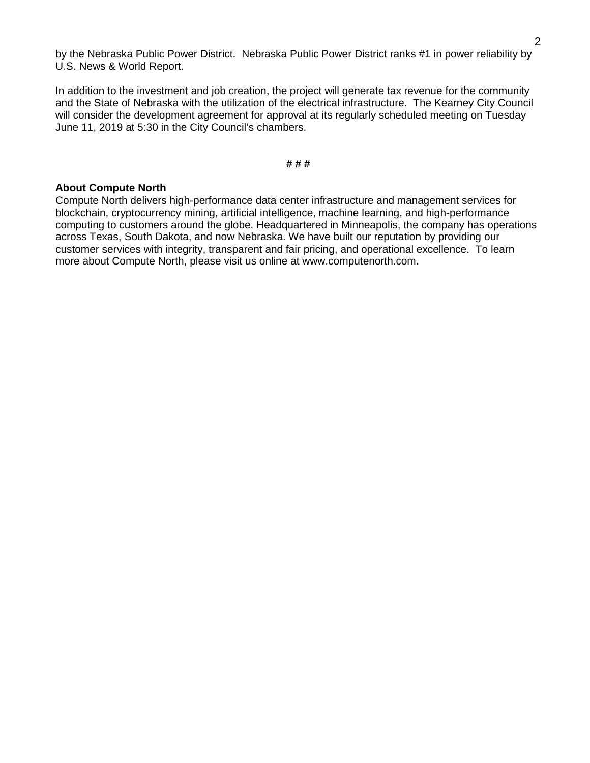by the Nebraska Public Power District. Nebraska Public Power District ranks #1 in power reliability by U.S. News & World Report.

In addition to the investment and job creation, the project will generate tax revenue for the community and the State of Nebraska with the utilization of the electrical infrastructure. The Kearney City Council will consider the development agreement for approval at its regularly scheduled meeting on Tuesday June 11, 2019 at 5:30 in the City Council's chambers.

# # #

**About Compute North**

Compute North delivers high-performance data center infrastructure and management services for blockchain, cryptocurrency mining, artificial intelligence, machine learning, and high-performance computing to customers around the globe. Headquartered in Minneapolis, the company has operations across Texas, South Dakota, and now Nebraska. We have built our reputation by providing our customer services with integrity, transparent and fair pricing, and operational excellence. To learn more about Compute North, please visit us online at www.computenorth.com**.**